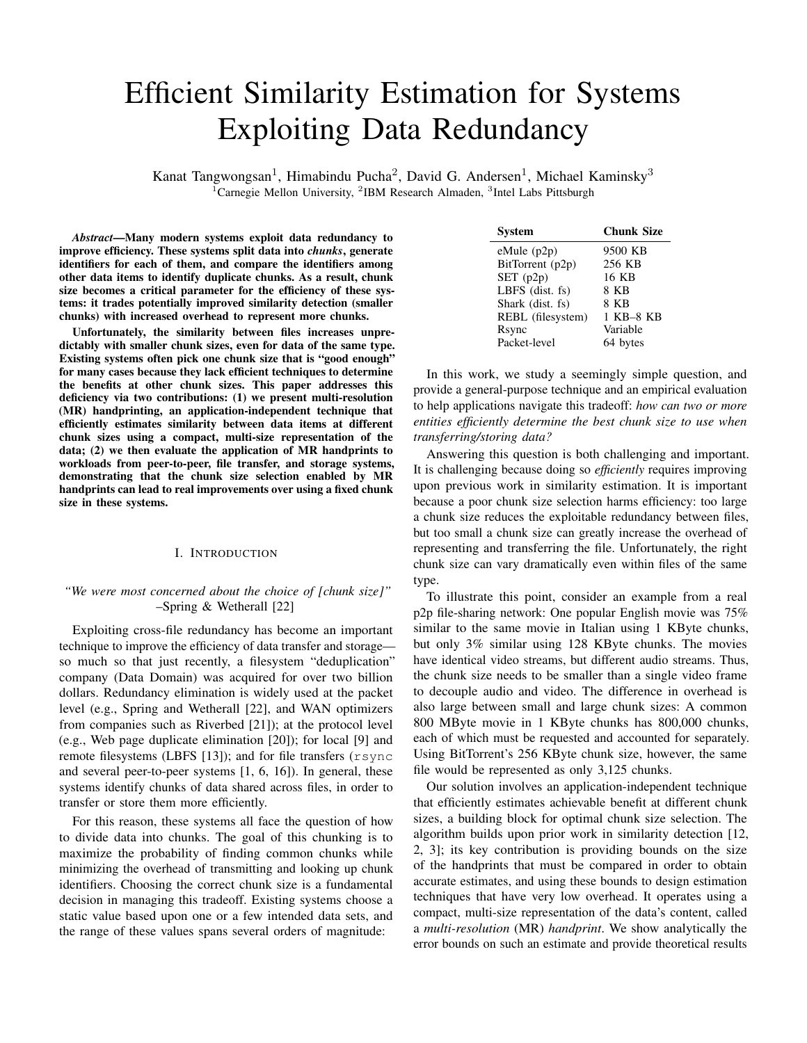# Efficient Similarity Estimation for Systems Exploiting Data Redundancy

Kanat Tangwongsan[1], Himabindu Pucha[2], David G. Andersen[1], Michael Kaminsky[3]

[1]Carnegie Mellon University, [2]IBM Research Almaden, [3]Intel Labs Pittsburgh

***Abstract*—Many modern systems exploit data redundancy to improve efficiency. These systems split data into *chunks*, generate identifiers for each of them, and compare the identifiers among other data items to identify duplicate chunks. As a result, chunk size becomes a critical parameter for the efficiency of these systems: it trades potentially improved similarity detection (smaller chunks) with increased overhead to represent more chunks.**

**Unfortunately, the similarity between files increases unpredictably with smaller chunk sizes, even for data of the same type. Existing systems often pick one chunk size that is "good enough" for many cases because they lack efficient techniques to determine the benefits at other chunk sizes. This paper addresses this deficiency via two contributions: (1) we present multi-resolution (MR) handprinting, an application-independent technique that efficiently estimates similarity between data items at different chunk sizes using a compact, multi-size representation of the data; (2) we then evaluate the application of MR handprints to workloads from peer-to-peer, file transfer, and storage systems, demonstrating that the chunk size selection enabled by MR handprints can lead to real improvements over using a fixed chunk size in these systems.**

## I. Introduction

*"We were most concerned about the choice of [chunk size]"* –Spring & Wetherall [22]

Exploiting cross-file redundancy has become an important technique to improve the efficiency of data transfer and storage—so much so that just recently, a filesystem "deduplication" company (Data Domain) was acquired for over two billion dollars. Redundancy elimination is widely used at the packet level (e.g., Spring and Wetherall [22], and WAN optimizers from companies such as Riverbed [21]); at the protocol level (e.g., Web page duplicate elimination [20]); for local [9] and remote filesystems (LBFS [13]); and for file transfers (`rsync` and several peer-to-peer systems [1, 6, 16]). In general, these systems identify chunks of data shared across files, in order to transfer or store them more efficiently.

For this reason, these systems all face the question of how to divide data into chunks. The goal of this chunking is to maximize the probability of finding common chunks while minimizing the overhead of transmitting and looking up chunk identifiers. Choosing the correct chunk size is a fundamental decision in managing this tradeoff. Existing systems choose a static value based upon one or a few intended data sets, and the range of these values spans several orders of magnitude:

| System | Chunk Size |
|---|---|
| eMule (p2p) | 9500 KB |
| BitTorrent (p2p) | 256 KB |
| SET (p2p) | 16 KB |
| LBFS (dist. fs) | 8 KB |
| Shark (dist. fs) | 8 KB |
| REBL (filesystem) | 1 KB–8 KB |
| Rsync | Variable |
| Packet-level | 64 bytes |

In this work, we study a seemingly simple question, and provide a general-purpose technique and an empirical evaluation to help applications navigate this tradeoff: *how can two or more entities efficiently determine the best chunk size to use when transferring/storing data?*

Answering this question is both challenging and important. It is challenging because doing so *efficiently* requires improving upon previous work in similarity estimation. It is important because a poor chunk size selection harms efficiency: too large a chunk size reduces the exploitable redundancy between files, but too small a chunk size can greatly increase the overhead of representing and transferring the file. Unfortunately, the right chunk size can vary dramatically even within files of the same type.

To illustrate this point, consider an example from a real p2p file-sharing network: One popular English movie was 75% similar to the same movie in Italian using 1 KByte chunks, but only 3% similar using 128 KByte chunks. The movies have identical video streams, but different audio streams. Thus, the chunk size needs to be smaller than a single video frame to decouple audio and video. The difference in overhead is also large between small and large chunk sizes: A common 800 MByte movie in 1 KByte chunks has 800,000 chunks, each of which must be requested and accounted for separately. Using BitTorrent's 256 KByte chunk size, however, the same file would be represented as only 3,125 chunks.

Our solution involves an application-independent technique that efficiently estimates achievable benefit at different chunk sizes, a building block for optimal chunk size selection. The algorithm builds upon prior work in similarity detection [12, 2, 3]; its key contribution is providing bounds on the size of the handprints that must be compared in order to obtain accurate estimates, and using these bounds to design estimation techniques that have very low overhead. It operates using a compact, multi-size representation of the data's content, called a *multi-resolution* (MR) *handprint*. We show analytically the error bounds on such an estimate and provide theoretical results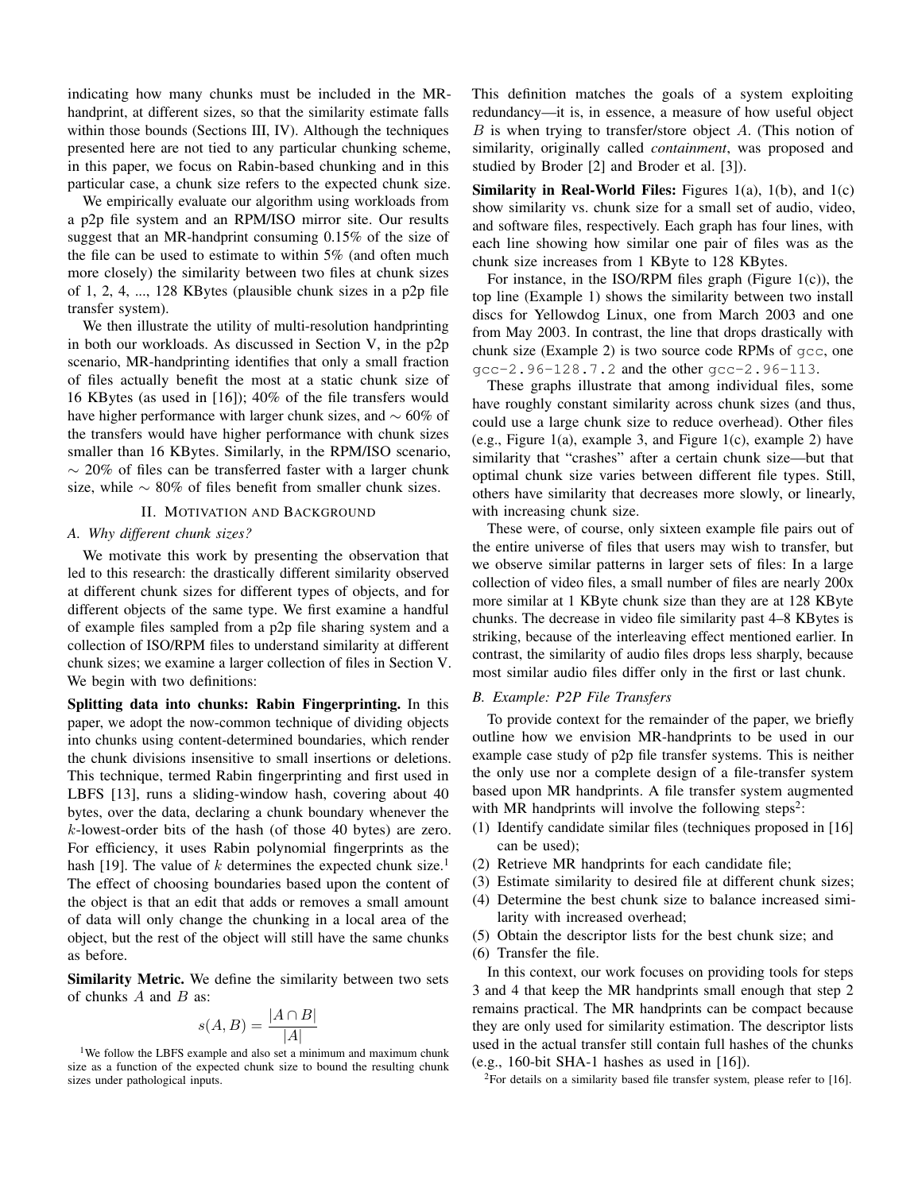indicating how many chunks must be included in the MR-handprint, at different sizes, so that the similarity estimate falls within those bounds (Sections III, IV). Although the techniques presented here are not tied to any particular chunking scheme, in this paper, we focus on Rabin-based chunking and in this particular case, a chunk size refers to the expected chunk size.

We empirically evaluate our algorithm using workloads from a p2p file system and an RPM/ISO mirror site. Our results suggest that an MR-handprint consuming 0.15% of the size of the file can be used to estimate to within 5% (and often much more closely) the similarity between two files at chunk sizes of 1, 2, 4, ..., 128 KBytes (plausible chunk sizes in a p2p file transfer system).

We then illustrate the utility of multi-resolution handprinting in both our workloads. As discussed in Section V, in the p2p scenario, MR-handprinting identifies that only a small fraction of files actually benefit the most at a static chunk size of 16 KBytes (as used in [16]); 40% of the file transfers would have higher performance with larger chunk sizes, and $\sim$ 60% of the transfers would have higher performance with chunk sizes smaller than 16 KBytes. Similarly, in the RPM/ISO scenario, $\sim$ 20% of files can be transferred faster with a larger chunk size, while $\sim$ 80% of files benefit from smaller chunk sizes.

## II. Motivation and Background

### A. Why different chunk sizes?

We motivate this work by presenting the observation that led to this research: the drastically different similarity observed at different chunk sizes for different types of objects, and for different objects of the same type. We first examine a handful of example files sampled from a p2p file sharing system and a collection of ISO/RPM files to understand similarity at different chunk sizes; we examine a larger collection of files in Section V. We begin with two definitions:

**Splitting data into chunks: Rabin Fingerprinting.** In this paper, we adopt the now-common technique of dividing objects into chunks using content-determined boundaries, which render the chunk divisions insensitive to small insertions or deletions. This technique, termed Rabin fingerprinting and first used in LBFS [13], runs a sliding-window hash, covering about 40 bytes, over the data, declaring a chunk boundary whenever the $k$-lowest-order bits of the hash (of those 40 bytes) are zero. For efficiency, it uses Rabin polynomial fingerprints as the hash [19]. The value of $k$ determines the expected chunk size.[1] The effect of choosing boundaries based upon the content of the object is that an edit that adds or removes a small amount of data will only change the chunking in a local area of the object, but the rest of the object will still have the same chunks as before.

**Similarity Metric.** We define the similarity between two sets of chunks $A$ and $B$ as:

$$s(A, B) = \frac{|A \cap B|}{|A|}$$

This definition matches the goals of a system exploiting redundancy—it is, in essence, a measure of how useful object $B$ is when trying to transfer/store object $A$. (This notion of similarity, originally called *containment*, was proposed and studied by Broder [2] and Broder et al. [3]).

**Similarity in Real-World Files:** Figures 1(a), 1(b), and 1(c) show similarity vs. chunk size for a small set of audio, video, and software files, respectively. Each graph has four lines, with each line showing how similar one pair of files was as the chunk size increases from 1 KByte to 128 KBytes.

For instance, in the ISO/RPM files graph (Figure 1(c)), the top line (Example 1) shows the similarity between two install discs for Yellowdog Linux, one from March 2003 and one from May 2003. In contrast, the line that drops drastically with chunk size (Example 2) is two source code RPMs of `gcc`, one `gcc-2.96-128.7.2` and the other `gcc-2.96-113`.

These graphs illustrate that among individual files, some have roughly constant similarity across chunk sizes (and thus, could use a large chunk size to reduce overhead). Other files (e.g., Figure 1(a), example 3, and Figure 1(c), example 2) have similarity that "crashes" after a certain chunk size—but that optimal chunk size varies between different file types. Still, others have similarity that decreases more slowly, or linearly, with increasing chunk size.

These were, of course, only sixteen example file pairs out of the entire universe of files that users may wish to transfer, but we observe similar patterns in larger sets of files: In a large collection of video files, a small number of files are nearly 200x more similar at 1 KByte chunk size than they are at 128 KByte chunks. The decrease in video file similarity past 4–8 KBytes is striking, because of the interleaving effect mentioned earlier. In contrast, the similarity of audio files drops less sharply, because most similar audio files differ only in the first or last chunk.

### B. Example: P2P File Transfers

To provide context for the remainder of the paper, we briefly outline how we envision MR-handprints to be used in our example case study of p2p file transfer systems. This is neither the only use nor a complete design of a file-transfer system based upon MR handprints. A file transfer system augmented with MR handprints will involve the following steps[2]:

1. Identify candidate similar files (techniques proposed in [16] can be used);
2. Retrieve MR handprints for each candidate file;
3. Estimate similarity to desired file at different chunk sizes;
4. Determine the best chunk size to balance increased similarity with increased overhead;
5. Obtain the descriptor lists for the best chunk size; and
6. Transfer the file.

In this context, our work focuses on providing tools for steps 3 and 4 that keep the MR handprints small enough that step 2 remains practical. The MR handprints can be compact because they are only used for similarity estimation. The descriptor lists used in the actual transfer still contain full hashes of the chunks (e.g., 160-bit SHA-1 hashes as used in [16]).

[1] We follow the LBFS example and also set a minimum and maximum chunk size as a function of the expected chunk size to bound the resulting chunk sizes under pathological inputs.

[2] For details on a similarity based file transfer system, please refer to [16].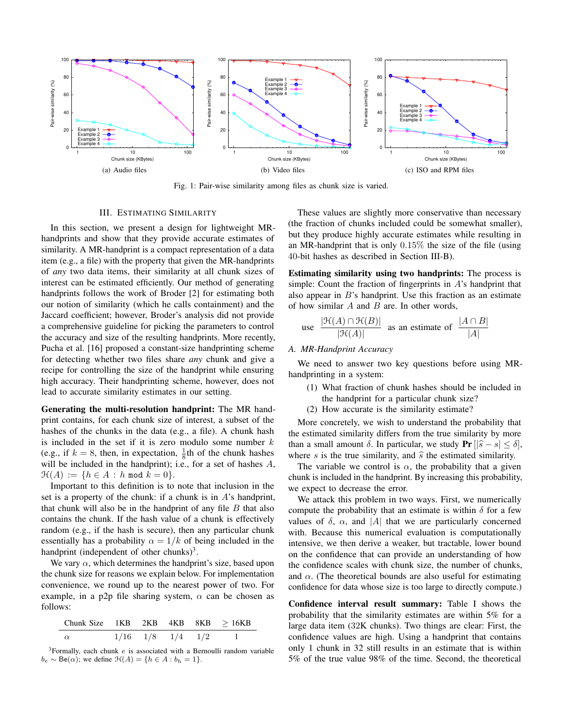Fig. 1: Pair-wise similarity among files as chunk size is varied.

(a) Audio files (b) Video files (c) ISO and RPM files

## III. Estimating Similarity

In this section, we present a design for lightweight MR-handprints and show that they provide accurate estimates of similarity. A MR-handprint is a compact representation of a data item (e.g., a file) with the property that given the MR-handprints of *any* two data items, their similarity at all chunk sizes of interest can be estimated efficiently. Our method of generating handprints follows the work of Broder [2] for estimating both our notion of similarity (which he calls containment) and the Jaccard coefficient; however, Broder's analysis did not provide a comprehensive guideline for picking the parameters to control the accuracy and size of the resulting handprints. More recently, Pucha et al. [16] proposed a constant-size handprinting scheme for detecting whether two files share *any* chunk and give a recipe for controlling the size of the handprint while ensuring high accuracy. Their handprinting scheme, however, does not lead to accurate similarity estimates in our setting.

**Generating the multi-resolution handprint:** The MR handprint contains, for each chunk size of interest, a subset of the hashes of the chunks in the data (e.g., a file). A chunk hash is included in the set if it is zero modulo some number $k$ (e.g., if $k = 8$, then, in expectation, $\frac{1}{8}$th of the chunk hashes will be included in the handprint); i.e., for a set of hashes $A$, $\mathcal{H}(A) := \{h \in A : h \bmod k = 0\}$.

Important to this definition is to note that inclusion in the set is a property of the chunk: if a chunk is in $A$'s handprint, that chunk will also be in the handprint of any file $B$ that also contains the chunk. If the hash value of a chunk is effectively random (e.g., if the hash is secure), then any particular chunk essentially has a probability $\alpha = 1/k$ of being included in the handprint (independent of other chunks)[3].

We vary $\alpha$, which determines the handprint's size, based upon the chunk size for reasons we explain below. For implementation convenience, we round up to the nearest power of two. For example, in a p2p file sharing system, $\alpha$ can be chosen as follows:

| Chunk Size | 1KB | 2KB | 4KB | 8KB | $\geq$ 16KB |
|---|---|---|---|---|---|
| $\alpha$ | 1/16 | 1/8 | 1/4 | 1/2 | 1 |

[3]Formally, each chunk $e$ is associated with a Bernoulli random variable $b_e \sim \text{Be}(\alpha)$; we define $\mathcal{H}(A) = \{h \in A : b_h = 1\}$.

These values are slightly more conservative than necessary (the fraction of chunks included could be somewhat smaller), but they produce highly accurate estimates while resulting in an MR-handprint that is only 0.15% the size of the file (using 40-bit hashes as described in Section III-B).

**Estimating similarity using two handprints:** The process is simple: Count the fraction of fingerprints in $A$'s handprint that also appear in $B$'s handprint. Use this fraction as an estimate of how similar $A$ and $B$ are. In other words,

$$\text{use} \quad \frac{|\mathcal{H}(A) \cap \mathcal{H}(B)|}{|\mathcal{H}(A)|} \quad \text{as an estimate of} \quad \frac{|A \cap B|}{|A|}$$

### A. MR-Handprint Accuracy

We need to answer two key questions before using MR-handprinting in a system:

1. What fraction of chunk hashes should be included in the handprint for a particular chunk size?
2. How accurate is the similarity estimate?

More concretely, we wish to understand the probability that the estimated similarity differs from the true similarity by more than a small amount $\delta$. In particular, we study $\mathbf{Pr}[|\hat{s} - s| \leq \delta]$, where $s$ is the true similarity, and $\hat{s}$ the estimated similarity.

The variable we control is $\alpha$, the probability that a given chunk is included in the handprint. By increasing this probability, we expect to decrease the error.

We attack this problem in two ways. First, we numerically compute the probability that an estimate is within $\delta$ for a few values of $\delta$, $\alpha$, and $|A|$ that we are particularly concerned with. Because this numerical evaluation is computationally intensive, we then derive a weaker, but tractable, lower bound on the confidence that can provide an understanding of how the confidence scales with chunk size, the number of chunks, and $\alpha$. (The theoretical bounds are also useful for estimating confidence for data whose size is too large to directly compute.)

**Confidence interval result summary:** Table I shows the probability that the similarity estimates are within 5% for a large data item (32K chunks). Two things are clear: First, the confidence values are high. Using a handprint that contains only 1 chunk in 32 still results in an estimate that is within 5% of the true value 98% of the time. Second, the theoretical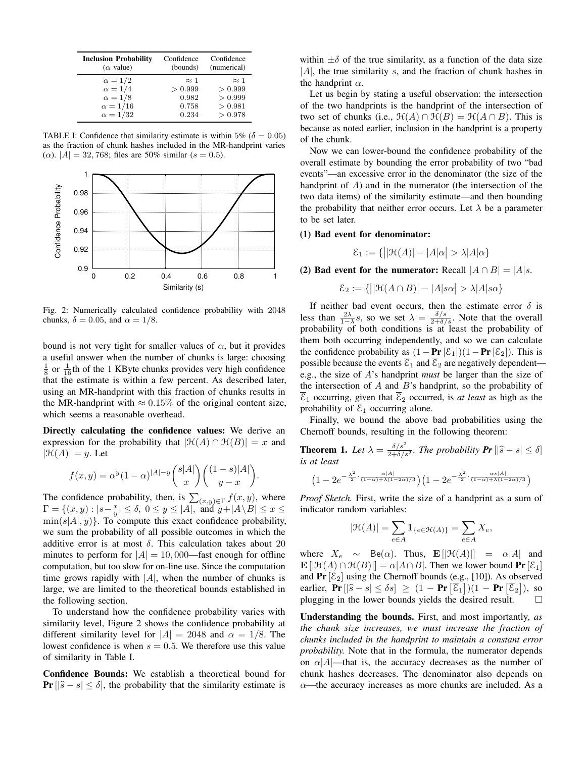| Inclusion Probability ($\alpha$ value) | Confidence (bounds) | Confidence (numerical) |
|---|---|---|
| $\alpha = 1/2$ | $\approx 1$ | $\approx 1$ |
| $\alpha = 1/4$ | $> 0.999$ | $> 0.999$ |
| $\alpha = 1/8$ | 0.982 | $> 0.999$ |
| $\alpha = 1/16$ | 0.758 | $> 0.981$ |
| $\alpha = 1/32$ | 0.234 | $> 0.978$ |

TABLE I: Confidence that similarity estimate is within 5% ($\delta = 0.05$) as the fraction of chunk hashes included in the MR-handprint varies ($\alpha$). $|A| = 32,768$; files are 50% similar ($s = 0.5$).

Fig. 2: Numerically calculated confidence probability with 2048 chunks, $\delta = 0.05$, and $\alpha = 1/8$.

bound is not very tight for smaller values of $\alpha$, but it provides a useful answer when the number of chunks is large: choosing $\frac{1}{8}$ or $\frac{1}{16}$th of the 1 KByte chunks provides very high confidence that the estimate is within a few percent. As described later, using an MR-handprint with this fraction of chunks results in the MR-handprint with $\approx 0.15\%$ of the original content size, which seems a reasonable overhead.

**Directly calculating the confidence values:** We derive an expression for the probability that $|\mathcal{H}(A) \cap \mathcal{H}(B)| = x$ and $|\mathcal{H}(A)| = y$. Let

$$f(x, y) = \alpha^y (1 - \alpha)^{|A|-y} \binom{s|A|}{x} \binom{(1-s)|A|}{y - x}.$$

The confidence probability, then, is $\sum_{(x,y) \in \Gamma} f(x, y)$, where $\Gamma = \{(x, y) : |s - \frac{x}{y}| \leq \delta,\ 0 \leq y \leq |A|, \text{ and } y + |A \backslash B| \leq x \leq \min(s|A|, y)\}$. To compute this exact confidence probability, we sum the probability of all possible outcomes in which the additive error is at most $\delta$. This calculation takes about 20 minutes to perform for $|A| = 10,000$—fast enough for offline computation, but too slow for on-line use. Since the computation time grows rapidly with $|A|$, when the number of chunks is large, we are limited to the theoretical bounds established in the following section.

To understand how the confidence probability varies with similarity level, Figure 2 shows the confidence probability at different similarity level for $|A| = 2048$ and $\alpha = 1/8$. The lowest confidence is when $s = 0.5$. We therefore use this value of similarity in Table I.

**Confidence Bounds:** We establish a theoretical bound for $\mathbf{Pr}[|\widehat{s} - s| \leq \delta]$, the probability that the similarity estimate is within $\pm\delta$ of the true similarity, as a function of the data size $|A|$, the true similarity $s$, and the fraction of chunk hashes in the handprint $\alpha$.

Let us begin by stating a useful observation: the intersection of the two handprints is the handprint of the intersection of two set of chunks (i.e., $\mathcal{H}(A) \cap \mathcal{H}(B) = \mathcal{H}(A \cap B)$. This is because as noted earlier, inclusion in the handprint is a property of the chunk.

Now we can lower-bound the confidence probability of the overall estimate by bounding the error probability of two "bad events"—an excessive error in the denominator (the size of the handprint of $A$) and in the numerator (the intersection of the two data items) of the similarity estimate—and then bounding the probability that neither error occurs. Let $\lambda$ be a parameter to be set later.

**(1) Bad event for denominator:**

$$\mathcal{E}_1 := \{\big||\mathcal{H}(A)| - |A|\alpha\big| > \lambda|A|\alpha\}$$

**(2) Bad event for the numerator:** Recall $|A \cap B| = |A|s$.

$$\mathcal{E}_2 := \{\big||\mathcal{H}(A \cap B)| - |A|s\alpha\big| > \lambda|A|s\alpha\}$$

If neither bad event occurs, then the estimate error $\delta$ is less than $\frac{2\lambda}{1-\lambda}s$, so we set $\lambda = \frac{\delta/s}{2+\delta/s}$. Note that the overall probability of both conditions is at least the probability of them both occurring independently, and so we can calculate the confidence probability as $(1 - \mathbf{Pr}[\mathcal{E}_1])(1 - \mathbf{Pr}[\mathcal{E}_2])$. This is possible because the events $\overline{\mathcal{E}}_1$ and $\overline{\mathcal{E}}_2$ are negatively dependent—e.g., the size of $A$'s handprint *must* be larger than the size of the intersection of $A$ and $B$'s handprint, so the probability of $\overline{\mathcal{E}}_1$ occurring, given that $\overline{\mathcal{E}}_2$ occurred, is *at least* as high as the probability of $\overline{\mathcal{E}}_1$ occurring alone.

Finally, we bound the above bad probabilities using the Chernoff bounds, resulting in the following theorem:

**Theorem 1.** *Let $\lambda = \frac{\delta/s^2}{2+\delta/s^2}$. The probability $\mathbf{Pr}[|\widehat{s} - s| \leq \delta]$ is at least*

$$\left(1 - 2e^{-\frac{\lambda^2}{2} \cdot \frac{\alpha|A|}{(1-\alpha)+\lambda(1-2\alpha)/3}}\right)\left(1 - 2e^{-\frac{\lambda^2}{2} \cdot \frac{\alpha s|A|}{(1-\alpha)+\lambda(1-2\alpha)/3}}\right)$$

*Proof Sketch.* First, write the size of a handprint as a sum of indicator random variables:

$$|\mathcal{H}(A)| = \sum_{e \in A} \mathbf{1}_{\{e \in \mathcal{H}(A)\}} = \sum_{e \in A} X_e,$$

where $X_e \sim \mathsf{Be}(\alpha)$. Thus, $\mathbf{E}[|\mathcal{H}(A)|] = \alpha|A|$ and $\mathbf{E}[|\mathcal{H}(A) \cap \mathcal{H}(B)|] = \alpha|A \cap B|$. Then we lower bound $\mathbf{Pr}[\mathcal{E}_1]$ and $\mathbf{Pr}[\mathcal{E}_2]$ using the Chernoff bounds (e.g., [10]). As observed earlier, $\mathbf{Pr}[|\widehat{s} - s| \leq \delta s] \geq (1 - \mathbf{Pr}[\overline{\mathcal{E}}_1])(1 - \mathbf{Pr}[\overline{\mathcal{E}}_2])$, so plugging in the lower bounds yields the desired result. $\square$

**Understanding the bounds.** First, and most importantly, *as the chunk size increases, we must increase the fraction of chunks included in the handprint to maintain a constant error probability.* Note that in the formula, the numerator depends on $\alpha|A|$—that is, the accuracy decreases as the number of chunk hashes decreases. The denominator also depends on $\alpha$—the accuracy increases as more chunks are included. As a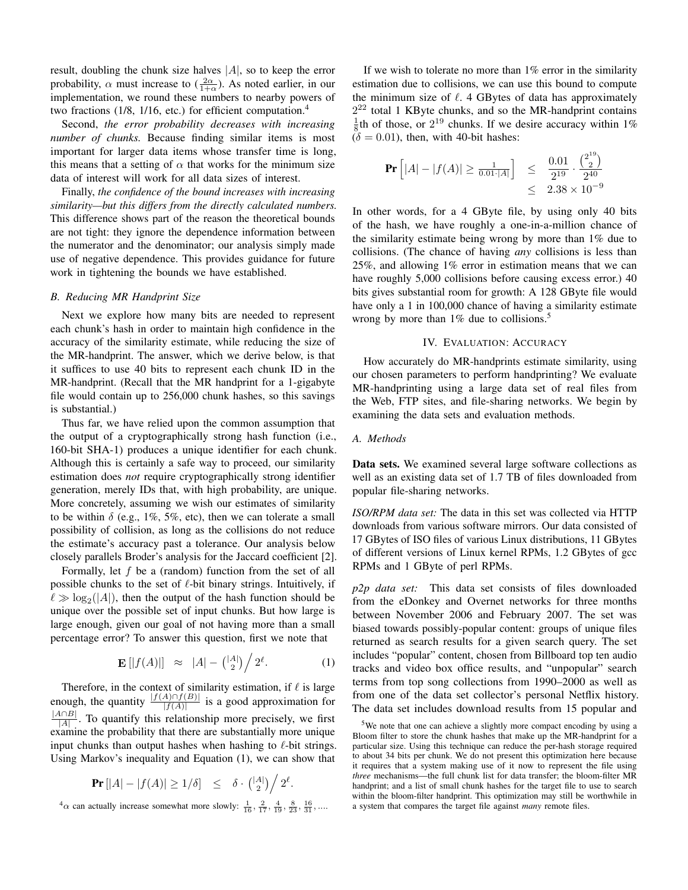result, doubling the chunk size halves $|A|$, so to keep the error probability, $\alpha$ must increase to $(\frac{2\alpha}{1+\alpha})$. As noted earlier, in our implementation, we round these numbers to nearby powers of two fractions (1/8, 1/16, etc.) for efficient computation.[4]

Second, *the error probability decreases with increasing number of chunks.* Because finding similar items is most important for larger data items whose transfer time is long, this means that a setting of $\alpha$ that works for the minimum size data of interest will work for all data sizes of interest.

Finally, *the confidence of the bound increases with increasing similarity—but this differs from the directly calculated numbers.* This difference shows part of the reason the theoretical bounds are not tight: they ignore the dependence information between the numerator and the denominator; our analysis simply made use of negative dependence. This provides guidance for future work in tightening the bounds we have established.

### B. Reducing MR Handprint Size

Next we explore how many bits are needed to represent each chunk's hash in order to maintain high confidence in the accuracy of the similarity estimate, while reducing the size of the MR-handprint. The answer, which we derive below, is that it suffices to use 40 bits to represent each chunk ID in the MR-handprint. (Recall that the MR handprint for a 1-gigabyte file would contain up to 256,000 chunk hashes, so this savings is substantial.)

Thus far, we have relied upon the common assumption that the output of a cryptographically strong hash function (i.e., 160-bit SHA-1) produces a unique identifier for each chunk. Although this is certainly a safe way to proceed, our similarity estimation does *not* require cryptographically strong identifier generation, merely IDs that, with high probability, are unique. More concretely, assuming we wish our estimates of similarity to be within $\delta$ (e.g., 1%, 5%, etc), then we can tolerate a small possibility of collision, as long as the collisions do not reduce the estimate's accuracy past a tolerance. Our analysis below closely parallels Broder's analysis for the Jaccard coefficient [2].

Formally, let $f$ be a (random) function from the set of all possible chunks to the set of $\ell$-bit binary strings. Intuitively, if $\ell \gg \log_2(|A|)$, then the output of the hash function should be unique over the possible set of input chunks. But how large is large enough, given our goal of not having more than a small percentage error? To answer this question, first we note that

$$\mathbf{E}\left[|f(A)|\right] \approx |A| - \binom{|A|}{2} \Big/ 2^{\ell}. \tag{1}$$

Therefore, in the context of similarity estimation, if $\ell$ is large enough, the quantity $\frac{|f(A)\cap f(B)|}{|f(A)|}$ is a good approximation for $\frac{|A\cap B|}{|A|}$. To quantify this relationship more precisely, we first examine the probability that there are substantially more unique input chunks than output hashes when hashing to $\ell$-bit strings. Using Markov's inequality and Equation (1), we can show that

$$\mathbf{Pr}\left[|A| - |f(A)| \geq 1/\delta\right] \leq \delta \cdot \binom{|A|}{2} \Big/ 2^{\ell}.$$

If we wish to tolerate no more than 1% error in the similarity estimation due to collisions, we can use this bound to compute the minimum size of $\ell$. 4 GBytes of data has approximately $2^{22}$ total 1 KByte chunks, and so the MR-handprint contains $\frac{1}{8}$th of those, or $2^{19}$ chunks. If we desire accuracy within 1% ($\delta = 0.01$), then, with 40-bit hashes:

$$\begin{aligned} \mathbf{Pr}\left[|A| - |f(A)| \geq \tfrac{1}{0.01\cdot|A|}\right] &\leq \frac{0.01}{2^{19}} \cdot \frac{\binom{2^{19}}{2}}{2^{40}} \\ &\leq 2.38 \times 10^{-9} \end{aligned}$$

In other words, for a 4 GByte file, by using only 40 bits of the hash, we have roughly a one-in-a-million chance of the similarity estimate being wrong by more than 1% due to collisions. (The chance of having *any* collisions is less than 25%, and allowing 1% error in estimation means that we can have roughly 5,000 collisions before causing excess error.) 40 bits gives substantial room for growth: A 128 GByte file would have only a 1 in 100,000 chance of having a similarity estimate wrong by more than 1% due to collisions.[5]

## IV. Evaluation: Accuracy

How accurately do MR-handprints estimate similarity, using our chosen parameters to perform handprinting? We evaluate MR-handprinting using a large data set of real files from the Web, FTP sites, and file-sharing networks. We begin by examining the data sets and evaluation methods.

### A. Methods

**Data sets.** We examined several large software collections as well as an existing data set of 1.7 TB of files downloaded from popular file-sharing networks.

*ISO/RPM data set:* The data in this set was collected via HTTP downloads from various software mirrors. Our data consisted of 17 GBytes of ISO files of various Linux distributions, 11 GBytes of different versions of Linux kernel RPMs, 1.2 GBytes of gcc RPMs and 1 GByte of perl RPMs.

*p2p data set:* This data set consists of files downloaded from the eDonkey and Overnet networks for three months between November 2006 and February 2007. The set was biased towards possibly-popular content: groups of unique files returned as search results for a given search query. The set includes "popular" content, chosen from Billboard top ten audio tracks and video box office results, and "unpopular" search terms from top song collections from 1990–2000 as well as from one of the data set collector's personal Netflix history. The data set includes download results from 15 popular and

[4] $\alpha$ can actually increase somewhat more slowly: $\frac{1}{16}, \frac{2}{17}, \frac{4}{19}, \frac{8}{23}, \frac{16}{31}, \ldots$

[5] We note that one can achieve a slightly more compact encoding by using a Bloom filter to store the chunk hashes that make up the MR-handprint for a particular size. Using this technique can reduce the per-hash storage required to about 34 bits per chunk. We do not present this optimization here because it requires that a system making use of it now to represent the file using *three* mechanisms—the full chunk list for data transfer; the bloom-filter MR handprint; and a list of small chunk hashes for the target file to use to search within the bloom-filter handprint. This optimization may still be worthwhile in a system that compares the target file against *many* remote files.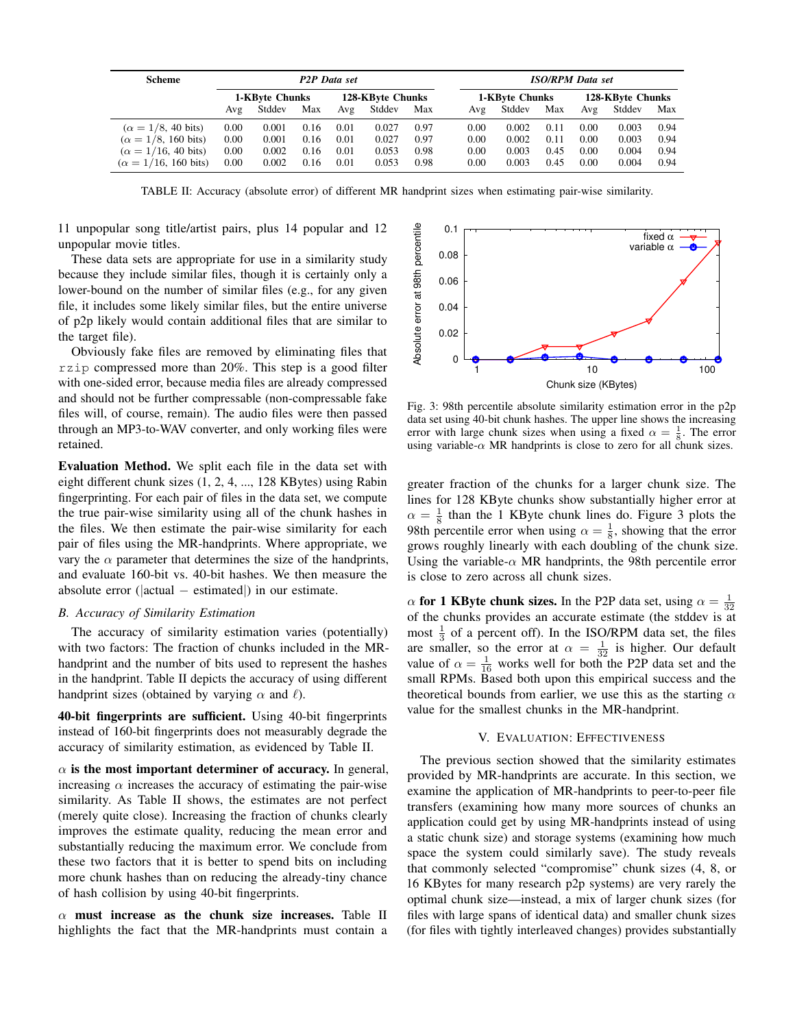| Scheme | P2P Data set | | | | | | ISO/RPM Data set | | | | | |
|---|---|---|---|---|---|---|---|---|---|---|---|---|
| | 1-KByte Chunks | | | 128-KByte Chunks | | | 1-KByte Chunks | | | 128-KByte Chunks | | |
| | Avg | Stddev | Max | Avg | Stddev | Max | Avg | Stddev | Max | Avg | Stddev | Max |
| ($\alpha = 1/8$, 40 bits) | 0.00 | 0.001 | 0.16 | 0.01 | 0.027 | 0.97 | 0.00 | 0.002 | 0.11 | 0.00 | 0.003 | 0.94 |
| ($\alpha = 1/8$, 160 bits) | 0.00 | 0.001 | 0.16 | 0.01 | 0.027 | 0.97 | 0.00 | 0.002 | 0.11 | 0.00 | 0.003 | 0.94 |
| ($\alpha = 1/16$, 40 bits) | 0.00 | 0.002 | 0.16 | 0.01 | 0.053 | 0.98 | 0.00 | 0.003 | 0.45 | 0.00 | 0.004 | 0.94 |
| ($\alpha = 1/16$, 160 bits) | 0.00 | 0.002 | 0.16 | 0.01 | 0.053 | 0.98 | 0.00 | 0.003 | 0.45 | 0.00 | 0.004 | 0.94 |

TABLE II: Accuracy (absolute error) of different MR handprint sizes when estimating pair-wise similarity.

11 unpopular song title/artist pairs, plus 14 popular and 12 unpopular movie titles.

These data sets are appropriate for use in a similarity study because they include similar files, though it is certainly only a lower-bound on the number of similar files (e.g., for any given file, it includes some likely similar files, but the entire universe of p2p likely would contain additional files that are similar to the target file).

Obviously fake files are removed by eliminating files that rzip compressed more than 20%. This step is a good filter with one-sided error, because media files are already compressed and should not be further compressable (non-compressable fake files will, of course, remain). The audio files were then passed through an MP3-to-WAV converter, and only working files were retained.

**Evaluation Method.** We split each file in the data set with eight different chunk sizes (1, 2, 4, ..., 128 KBytes) using Rabin fingerprinting. For each pair of files in the data set, we compute the true pair-wise similarity using all of the chunk hashes in the files. We then estimate the pair-wise similarity for each pair of files using the MR-handprints. Where appropriate, we vary the $\alpha$ parameter that determines the size of the handprints, and evaluate 160-bit vs. 40-bit hashes. We then measure the absolute error ($|\text{actual} - \text{estimated}|$) in our estimate.

### B. Accuracy of Similarity Estimation

The accuracy of similarity estimation varies (potentially) with two factors: The fraction of chunks included in the MR-handprint and the number of bits used to represent the hashes in the handprint. Table II depicts the accuracy of using different handprint sizes (obtained by varying $\alpha$ and $\ell$).

**40-bit fingerprints are sufficient.** Using 40-bit fingerprints instead of 160-bit fingerprints does not measurably degrade the accuracy of similarity estimation, as evidenced by Table II.

**$\alpha$ is the most important determiner of accuracy.** In general, increasing $\alpha$ increases the accuracy of estimating the pair-wise similarity. As Table II shows, the estimates are not perfect (merely quite close). Increasing the fraction of chunks clearly improves the estimate quality, reducing the mean error and substantially reducing the maximum error. We conclude from these two factors that it is better to spend bits on including more chunk hashes than on reducing the already-tiny chance of hash collision by using 40-bit fingerprints.

**$\alpha$ must increase as the chunk size increases.** Table II highlights the fact that the MR-handprints must contain a greater fraction of the chunks for a larger chunk size. The lines for 128 KByte chunks show substantially higher error at $\alpha = \frac{1}{8}$ than the 1 KByte chunk lines do. Figure 3 plots the 98th percentile error when using $\alpha = \frac{1}{8}$, showing that the error grows roughly linearly with each doubling of the chunk size. Using the variable-$\alpha$ MR handprints, the 98th percentile error is close to zero across all chunk sizes.

Fig. 3: 98th percentile absolute similarity estimation error in the p2p data set using 40-bit chunk hashes. The upper line shows the increasing error with large chunk sizes when using a fixed $\alpha = \frac{1}{8}$. The error using variable-$\alpha$ MR handprints is close to zero for all chunk sizes.

**$\alpha$ for 1 KByte chunk sizes.** In the P2P data set, using $\alpha = \frac{1}{32}$ of the chunks provides an accurate estimate (the stddev is at most $\frac{1}{3}$ of a percent off). In the ISO/RPM data set, the files are smaller, so the error at $\alpha = \frac{1}{32}$ is higher. Our default value of $\alpha = \frac{1}{16}$ works well for both the P2P data set and the small RPMs. Based both upon this empirical success and the theoretical bounds from earlier, we use this as the starting $\alpha$ value for the smallest chunks in the MR-handprint.

## V. Evaluation: Effectiveness

The previous section showed that the similarity estimates provided by MR-handprints are accurate. In this section, we examine the application of MR-handprints to peer-to-peer file transfers (examining how many more sources of chunks an application could get by using MR-handprints instead of using a static chunk size) and storage systems (examining how much space the system could similarly save). The study reveals that commonly selected "compromise" chunk sizes (4, 8, or 16 KBytes for many research p2p systems) are very rarely the optimal chunk size—instead, a mix of larger chunk sizes (for files with large spans of identical data) and smaller chunk sizes (for files with tightly interleaved changes) provides substantially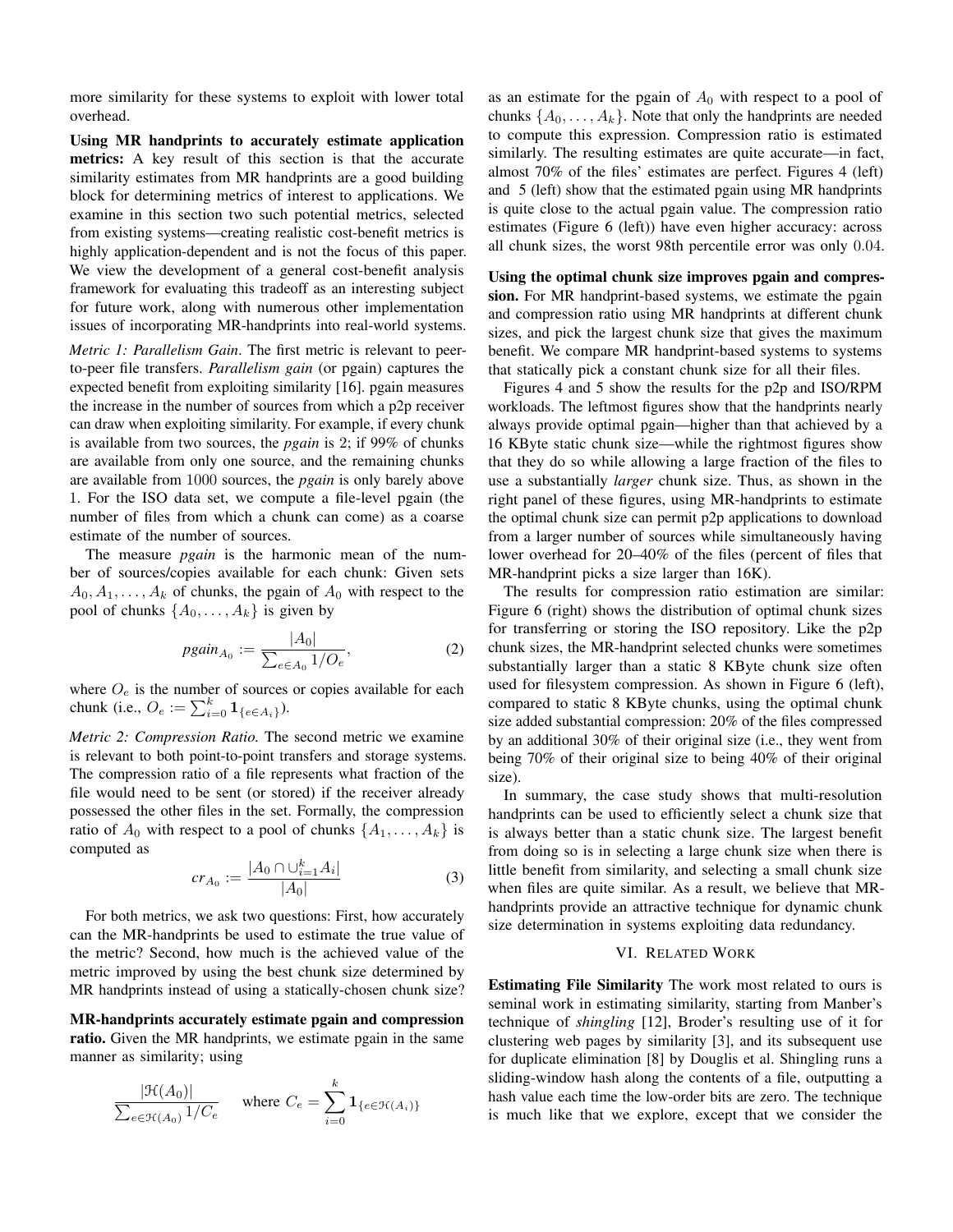more similarity for these systems to exploit with lower total overhead.

**Using MR handprints to accurately estimate application metrics:** A key result of this section is that the accurate similarity estimates from MR handprints are a good building block for determining metrics of interest to applications. We examine in this section two such potential metrics, selected from existing systems—creating realistic cost-benefit metrics is highly application-dependent and is not the focus of this paper. We view the development of a general cost-benefit analysis framework for evaluating this tradeoff as an interesting subject for future work, along with numerous other implementation issues of incorporating MR-handprints into real-world systems.

*Metric 1: Parallelism Gain*. The first metric is relevant to peer-to-peer file transfers. *Parallelism gain* (or pgain) captures the expected benefit from exploiting similarity [16]. pgain measures the increase in the number of sources from which a p2p receiver can draw when exploiting similarity. For example, if every chunk is available from two sources, the *pgain* is 2; if 99% of chunks are available from only one source, and the remaining chunks are available from 1000 sources, the *pgain* is only barely above 1. For the ISO data set, we compute a file-level pgain (the number of files from which a chunk can come) as a coarse estimate of the number of sources.

The measure *pgain* is the harmonic mean of the number of sources/copies available for each chunk: Given sets $A_0, A_1, \ldots, A_k$ of chunks, the pgain of $A_0$ with respect to the pool of chunks $\{A_0, \ldots, A_k\}$ is given by

$$pgain_{A_0} := \frac{|A_0|}{\sum_{e \in A_0} 1/O_e}, \tag{2}$$

where $O_e$ is the number of sources or copies available for each chunk (i.e., $O_e := \sum_{i=0}^{k} \mathbf{1}_{\{e \in A_i\}}$).

*Metric 2: Compression Ratio.* The second metric we examine is relevant to both point-to-point transfers and storage systems. The compression ratio of a file represents what fraction of the file would need to be sent (or stored) if the receiver already possessed the other files in the set. Formally, the compression ratio of $A_0$ with respect to a pool of chunks $\{A_1, \ldots, A_k\}$ is computed as

$$cr_{A_0} := \frac{|A_0 \cap \cup_{i=1}^{k} A_i|}{|A_0|} \tag{3}$$

For both metrics, we ask two questions: First, how accurately can the MR-handprints be used to estimate the true value of the metric? Second, how much is the achieved value of the metric improved by using the best chunk size determined by MR handprints instead of using a statically-chosen chunk size?

**MR-handprints accurately estimate pgain and compression ratio.** Given the MR handprints, we estimate pgain in the same manner as similarity; using

$$\frac{|\mathcal{H}(A_0)|}{\sum_{e \in \mathcal{H}(A_0)} 1/C_e} \quad \text{ where } C_e = \sum_{i=0}^{k} \mathbf{1}_{\{e \in \mathcal{H}(A_i)\}}$$

as an estimate for the pgain of $A_0$ with respect to a pool of chunks $\{A_0, \ldots, A_k\}$. Note that only the handprints are needed to compute this expression. Compression ratio is estimated similarly. The resulting estimates are quite accurate—in fact, almost 70% of the files' estimates are perfect. Figures 4 (left) and 5 (left) show that the estimated pgain using MR handprints is quite close to the actual pgain value. The compression ratio estimates (Figure 6 (left)) have even higher accuracy: across all chunk sizes, the worst 98th percentile error was only 0.04.

**Using the optimal chunk size improves pgain and compression.** For MR handprint-based systems, we estimate the pgain and compression ratio using MR handprints at different chunk sizes, and pick the largest chunk size that gives the maximum benefit. We compare MR handprint-based systems to systems that statically pick a constant chunk size for all their files.

Figures 4 and 5 show the results for the p2p and ISO/RPM workloads. The leftmost figures show that the handprints nearly always provide optimal pgain—higher than that achieved by a 16 KByte static chunk size—while the rightmost figures show that they do so while allowing a large fraction of the files to use a substantially *larger* chunk size. Thus, as shown in the right panel of these figures, using MR-handprints to estimate the optimal chunk size can permit p2p applications to download from a larger number of sources while simultaneously having lower overhead for 20–40% of the files (percent of files that MR-handprint picks a size larger than 16K).

The results for compression ratio estimation are similar: Figure 6 (right) shows the distribution of optimal chunk sizes for transferring or storing the ISO repository. Like the p2p chunk sizes, the MR-handprint selected chunks were sometimes substantially larger than a static 8 KByte chunk size often used for filesystem compression. As shown in Figure 6 (left), compared to static 8 KByte chunks, using the optimal chunk size added substantial compression: 20% of the files compressed by an additional 30% of their original size (i.e., they went from being 70% of their original size to being 40% of their original size).

In summary, the case study shows that multi-resolution handprints can be used to efficiently select a chunk size that is always better than a static chunk size. The largest benefit from doing so is in selecting a large chunk size when there is little benefit from similarity, and selecting a small chunk size when files are quite similar. As a result, we believe that MR-handprints provide an attractive technique for dynamic chunk size determination in systems exploiting data redundancy.

## VI. Related Work

**Estimating File Similarity** The work most related to ours is seminal work in estimating similarity, starting from Manber's technique of *shingling* [12], Broder's resulting use of it for clustering web pages by similarity [3], and its subsequent use for duplicate elimination [8] by Douglis et al. Shingling runs a sliding-window hash along the contents of a file, outputting a hash value each time the low-order bits are zero. The technique is much like that we explore, except that we consider the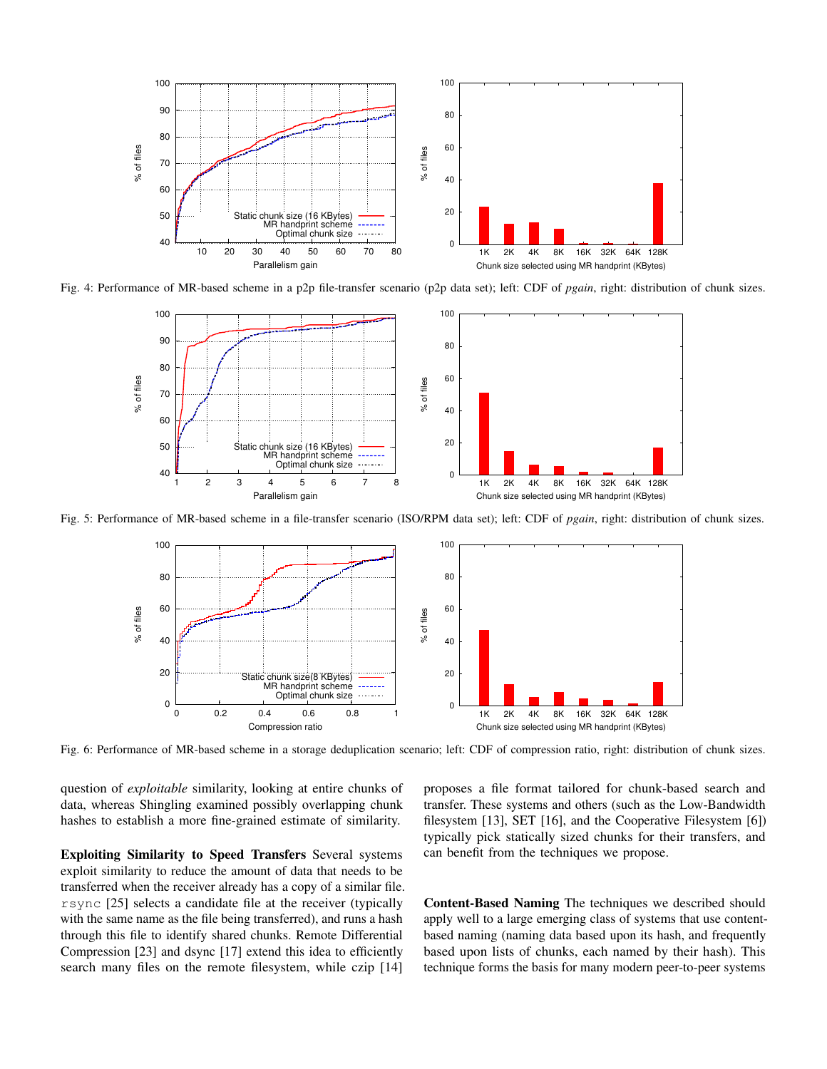Fig. 4: Performance of MR-based scheme in a p2p file-transfer scenario (p2p data set); left: CDF of *pgain*, right: distribution of chunk sizes.

Fig. 5: Performance of MR-based scheme in a file-transfer scenario (ISO/RPM data set); left: CDF of *pgain*, right: distribution of chunk sizes.

Fig. 6: Performance of MR-based scheme in a storage deduplication scenario; left: CDF of compression ratio, right: distribution of chunk sizes.

question of *exploitable* similarity, looking at entire chunks of data, whereas Shingling examined possibly overlapping chunk hashes to establish a more fine-grained estimate of similarity.

**Exploiting Similarity to Speed Transfers** Several systems exploit similarity to reduce the amount of data that needs to be transferred when the receiver already has a copy of a similar file. `rsync` [25] selects a candidate file at the receiver (typically with the same name as the file being transferred), and runs a hash through this file to identify shared chunks. Remote Differential Compression [23] and dsync [17] extend this idea to efficiently search many files on the remote filesystem, while czip [14] proposes a file format tailored for chunk-based search and transfer. These systems and others (such as the Low-Bandwidth filesystem [13], SET [16], and the Cooperative Filesystem [6]) typically pick statically sized chunks for their transfers, and can benefit from the techniques we propose.

**Content-Based Naming** The techniques we described should apply well to a large emerging class of systems that use content-based naming (naming data based upon its hash, and frequently based upon lists of chunks, each named by their hash). This technique forms the basis for many modern peer-to-peer systems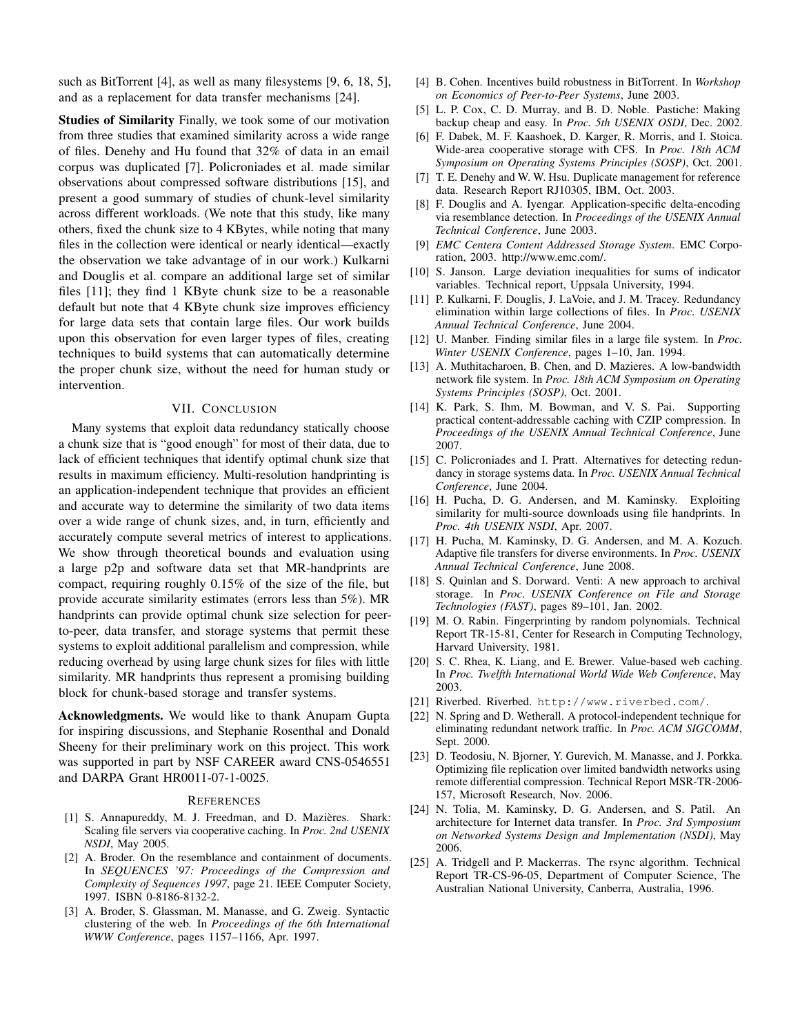such as BitTorrent [4], as well as many filesystems [9, 6, 18, 5], and as a replacement for data transfer mechanisms [24].

**Studies of Similarity** Finally, we took some of our motivation from three studies that examined similarity across a wide range of files. Denehy and Hu found that 32% of data in an email corpus was duplicated [7]. Policroniades et al. made similar observations about compressed software distributions [15], and present a good summary of studies of chunk-level similarity across different workloads. (We note that this study, like many others, fixed the chunk size to 4 KBytes, while noting that many files in the collection were identical or nearly identical—exactly the observation we take advantage of in our work.) Kulkarni and Douglis et al. compare an additional large set of similar files [11]; they find 1 KByte chunk size to be a reasonable default but note that 4 KByte chunk size improves efficiency for large data sets that contain large files. Our work builds upon this observation for even larger types of files, creating techniques to build systems that can automatically determine the proper chunk size, without the need for human study or intervention.

## VII. Conclusion

Many systems that exploit data redundancy statically choose a chunk size that is "good enough" for most of their data, due to lack of efficient techniques that identify optimal chunk size that results in maximum efficiency. Multi-resolution handprinting is an application-independent technique that provides an efficient and accurate way to determine the similarity of two data items over a wide range of chunk sizes, and, in turn, efficiently and accurately compute several metrics of interest to applications. We show through theoretical bounds and evaluation using a large p2p and software data set that MR-handprints are compact, requiring roughly 0.15% of the size of the file, but provide accurate similarity estimates (errors less than 5%). MR handprints can provide optimal chunk size selection for peer-to-peer, data transfer, and storage systems that permit these systems to exploit additional parallelism and compression, while reducing overhead by using large chunk sizes for files with little similarity. MR handprints thus represent a promising building block for chunk-based storage and transfer systems.

**Acknowledgments.** We would like to thank Anupam Gupta for inspiring discussions, and Stephanie Rosenthal and Donald Sheeny for their preliminary work on this project. This work was supported in part by NSF CAREER award CNS-0546551 and DARPA Grant HR0011-07-1-0025.

## References

[1] S. Annapureddy, M. J. Freedman, and D. Mazières. Shark: Scaling file servers via cooperative caching. In *Proc. 2nd USENIX NSDI*, May 2005.

[2] A. Broder. On the resemblance and containment of documents. In *SEQUENCES '97: Proceedings of the Compression and Complexity of Sequences 1997*, page 21. IEEE Computer Society, 1997. ISBN 0-8186-8132-2.

[3] A. Broder, S. Glassman, M. Manasse, and G. Zweig. Syntactic clustering of the web. In *Proceedings of the 6th International WWW Conference*, pages 1157–1166, Apr. 1997.

[4] B. Cohen. Incentives build robustness in BitTorrent. In *Workshop on Economics of Peer-to-Peer Systems*, June 2003.

[5] L. P. Cox, C. D. Murray, and B. D. Noble. Pastiche: Making backup cheap and easy. In *Proc. 5th USENIX OSDI*, Dec. 2002.

[6] F. Dabek, M. F. Kaashoek, D. Karger, R. Morris, and I. Stoica. Wide-area cooperative storage with CFS. In *Proc. 18th ACM Symposium on Operating Systems Principles (SOSP)*, Oct. 2001.

[7] T. E. Denehy and W. W. Hsu. Duplicate management for reference data. Research Report RJ10305, IBM, Oct. 2003.

[8] F. Douglis and A. Iyengar. Application-specific delta-encoding via resemblance detection. In *Proceedings of the USENIX Annual Technical Conference*, June 2003.

[9] *EMC Centera Content Addressed Storage System*. EMC Corporation, 2003. http://www.emc.com/.

[10] S. Janson. Large deviation inequalities for sums of indicator variables. Technical report, Uppsala University, 1994.

[11] P. Kulkarni, F. Douglis, J. LaVoie, and J. M. Tracey. Redundancy elimination within large collections of files. In *Proc. USENIX Annual Technical Conference*, June 2004.

[12] U. Manber. Finding similar files in a large file system. In *Proc. Winter USENIX Conference*, pages 1–10, Jan. 1994.

[13] A. Muthitacharoen, B. Chen, and D. Mazieres. A low-bandwidth network file system. In *Proc. 18th ACM Symposium on Operating Systems Principles (SOSP)*, Oct. 2001.

[14] K. Park, S. Ihm, M. Bowman, and V. S. Pai. Supporting practical content-addressable caching with CZIP compression. In *Proceedings of the USENIX Annual Technical Conference*, June 2007.

[15] C. Policroniades and I. Pratt. Alternatives for detecting redundancy in storage systems data. In *Proc. USENIX Annual Technical Conference*, June 2004.

[16] H. Pucha, D. G. Andersen, and M. Kaminsky. Exploiting similarity for multi-source downloads using file handprints. In *Proc. 4th USENIX NSDI*, Apr. 2007.

[17] H. Pucha, M. Kaminsky, D. G. Andersen, and M. A. Kozuch. Adaptive file transfers for diverse environments. In *Proc. USENIX Annual Technical Conference*, June 2008.

[18] S. Quinlan and S. Dorward. Venti: A new approach to archival storage. In *Proc. USENIX Conference on File and Storage Technologies (FAST)*, pages 89–101, Jan. 2002.

[19] M. O. Rabin. Fingerprinting by random polynomials. Technical Report TR-15-81, Center for Research in Computing Technology, Harvard University, 1981.

[20] S. C. Rhea, K. Liang, and E. Brewer. Value-based web caching. In *Proc. Twelfth International World Wide Web Conference*, May 2003.

[21] Riverbed. Riverbed. `http://www.riverbed.com/`.

[22] N. Spring and D. Wetherall. A protocol-independent technique for eliminating redundant network traffic. In *Proc. ACM SIGCOMM*, Sept. 2000.

[23] D. Teodosiu, N. Bjorner, Y. Gurevich, M. Manasse, and J. Porkka. Optimizing file replication over limited bandwidth networks using remote differential compression. Technical Report MSR-TR-2006-157, Microsoft Research, Nov. 2006.

[24] N. Tolia, M. Kaminsky, D. G. Andersen, and S. Patil. An architecture for Internet data transfer. In *Proc. 3rd Symposium on Networked Systems Design and Implementation (NSDI)*, May 2006.

[25] A. Tridgell and P. Mackerras. The rsync algorithm. Technical Report TR-CS-96-05, Department of Computer Science, The Australian National University, Canberra, Australia, 1996.